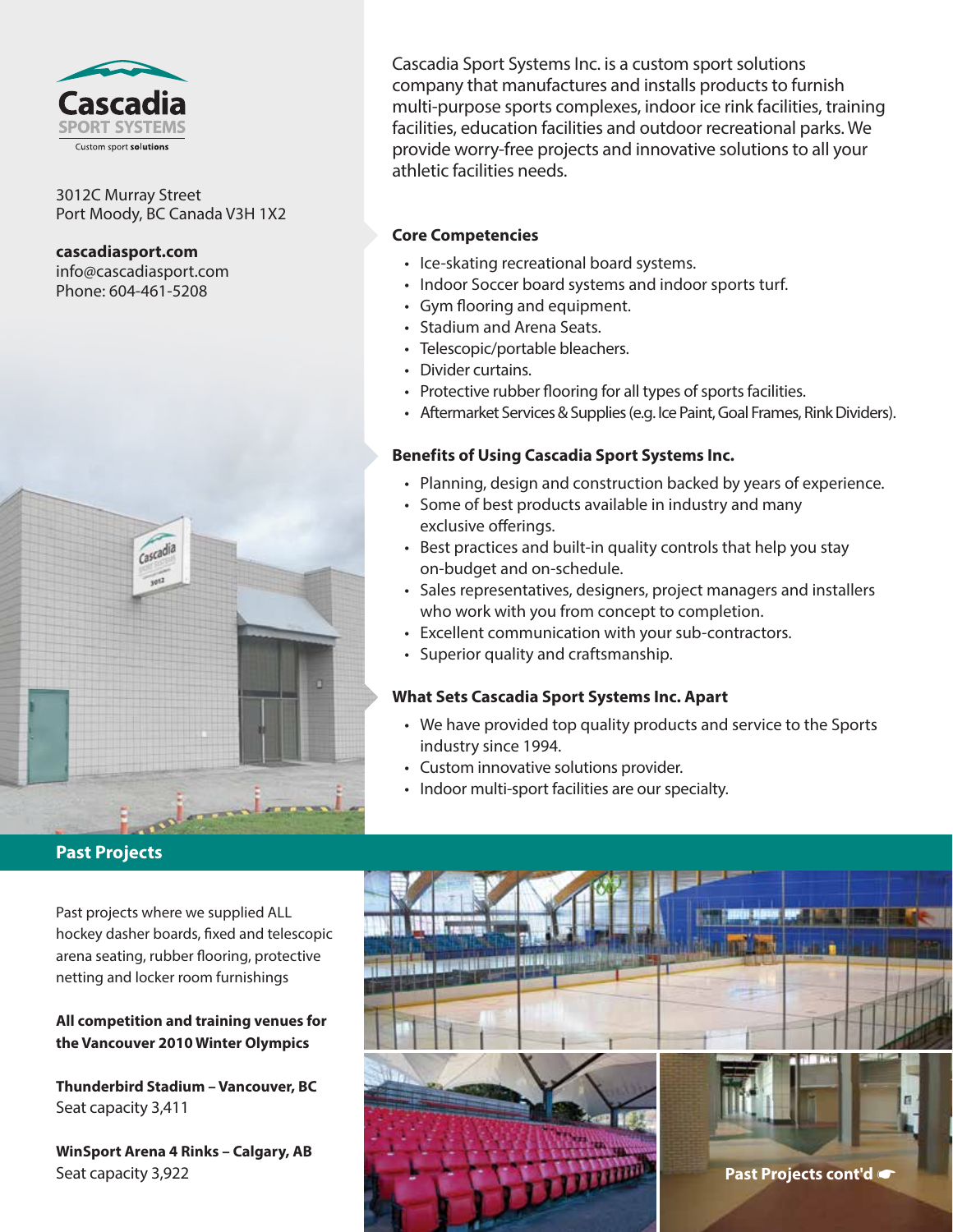Cascadia
SPORT SYSTEMS
Custom sport **solutions**

3012C Murray Street
Port Moody, BC Canada V3H 1X2

**cascadiasport.com**
info@cascadiasport.com
Phone: 604-461-5208

Cascadia Sport Systems Inc. is a custom sport solutions company that manufactures and installs products to furnish multi-purpose sports complexes, indoor ice rink facilities, training facilities, education facilities and outdoor recreational parks. We provide worry-free projects and innovative solutions to all your athletic facilities needs.

### Core Competencies

- Ice-skating recreational board systems.
- Indoor Soccer board systems and indoor sports turf.
- Gym flooring and equipment.
- Stadium and Arena Seats.
- Telescopic/portable bleachers.
- Divider curtains.
- Protective rubber flooring for all types of sports facilities.
- Aftermarket Services & Supplies (e.g. Ice Paint, Goal Frames, Rink Dividers).

### Benefits of Using Cascadia Sport Systems Inc.

- Planning, design and construction backed by years of experience.
- Some of best products available in industry and many exclusive offerings.
- Best practices and built-in quality controls that help you stay on-budget and on-schedule.
- Sales representatives, designers, project managers and installers who work with you from concept to completion.
- Excellent communication with your sub-contractors.
- Superior quality and craftsmanship.

### What Sets Cascadia Sport Systems Inc. Apart

- We have provided top quality products and service to the Sports industry since 1994.
- Custom innovative solutions provider.
- Indoor multi-sport facilities are our specialty.

## Past Projects

Past projects where we supplied ALL hockey dasher boards, fixed and telescopic arena seating, rubber flooring, protective netting and locker room furnishings

**All competition and training venues for the Vancouver 2010 Winter Olympics**

**Thunderbird Stadium – Vancouver, BC**
Seat capacity 3,411

**WinSport Arena 4 Rinks – Calgary, AB**
Seat capacity 3,922

**Past Projects cont'd ☛**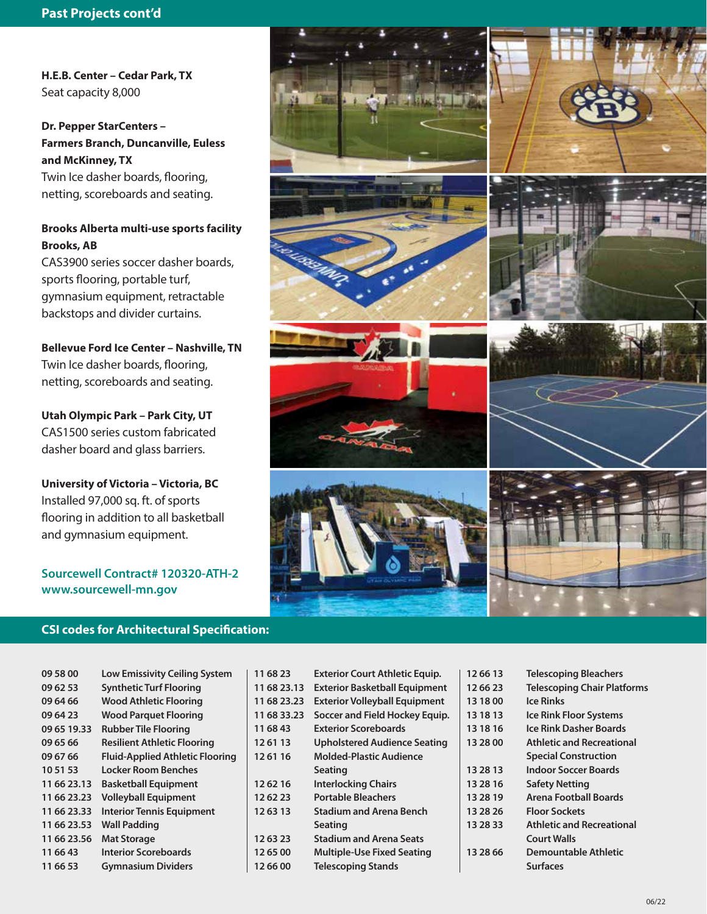## Past Projects cont'd

**H.E.B. Center – Cedar Park, TX**
Seat capacity 8,000

**Dr. Pepper StarCenters – Farmers Branch, Duncanville, Euless and McKinney, TX**
Twin Ice dasher boards, flooring, netting, scoreboards and seating.

**Brooks Alberta multi-use sports facility Brooks, AB**
CAS3900 series soccer dasher boards, sports flooring, portable turf, gymnasium equipment, retractable backstops and divider curtains.

**Bellevue Ford Ice Center – Nashville, TN**
Twin Ice dasher boards, flooring, netting, scoreboards and seating.

**Utah Olympic Park – Park City, UT**
CAS1500 series custom fabricated dasher board and glass barriers.

**University of Victoria – Victoria, BC**
Installed 97,000 sq. ft. of sports flooring in addition to all basketball and gymnasium equipment.

Sourcewell Contract# 120320-ATH-2
www.sourcewell-mn.gov

## CSI codes for Architectural Specification:

| | |
|---|---|
| 09 58 00 | Low Emissivity Ceiling System |
| 09 62 53 | Synthetic Turf Flooring |
| 09 64 66 | Wood Athletic Flooring |
| 09 64 23 | Wood Parquet Flooring |
| 09 65 19.33 | Rubber Tile Flooring |
| 09 65 66 | Resilient Athletic Flooring |
| 09 67 66 | Fluid-Applied Athletic Flooring |
| 10 51 53 | Locker Room Benches |
| 11 66 23.13 | Basketball Equipment |
| 11 66 23.23 | Volleyball Equipment |
| 11 66 23.33 | Interior Tennis Equipment |
| 11 66 23.53 | Wall Padding |
| 11 66 23.56 | Mat Storage |
| 11 66 43 | Interior Scoreboards |
| 11 66 53 | Gymnasium Dividers |
| 11 68 23 | Exterior Court Athletic Equip. |
| 11 68 23.13 | Exterior Basketball Equipment |
| 11 68 23.23 | Exterior Volleyball Equipment |
| 11 68 33.23 | Soccer and Field Hockey Equip. |
| 11 68 43 | Exterior Scoreboards |
| 12 61 13 | Upholstered Audience Seating |
| 12 61 16 | Molded-Plastic Audience Seating |
| 12 62 16 | Interlocking Chairs |
| 12 62 23 | Portable Bleachers |
| 12 63 13 | Stadium and Arena Bench Seating |
| 12 63 23 | Stadium and Arena Seats |
| 12 65 00 | Multiple-Use Fixed Seating |
| 12 66 00 | Telescoping Stands |
| 12 66 13 | Telescoping Bleachers |
| 12 66 23 | Telescoping Chair Platforms |
| 13 18 00 | Ice Rinks |
| 13 18 13 | Ice Rink Floor Systems |
| 13 18 16 | Ice Rink Dasher Boards |
| 13 28 00 | Athletic and Recreational Special Construction |
| 13 28 13 | Indoor Soccer Boards |
| 13 28 16 | Safety Netting |
| 13 28 19 | Arena Football Boards |
| 13 28 26 | Floor Sockets |
| 13 28 33 | Athletic and Recreational Court Walls |
| 13 28 66 | Demountable Athletic Surfaces |

06/22